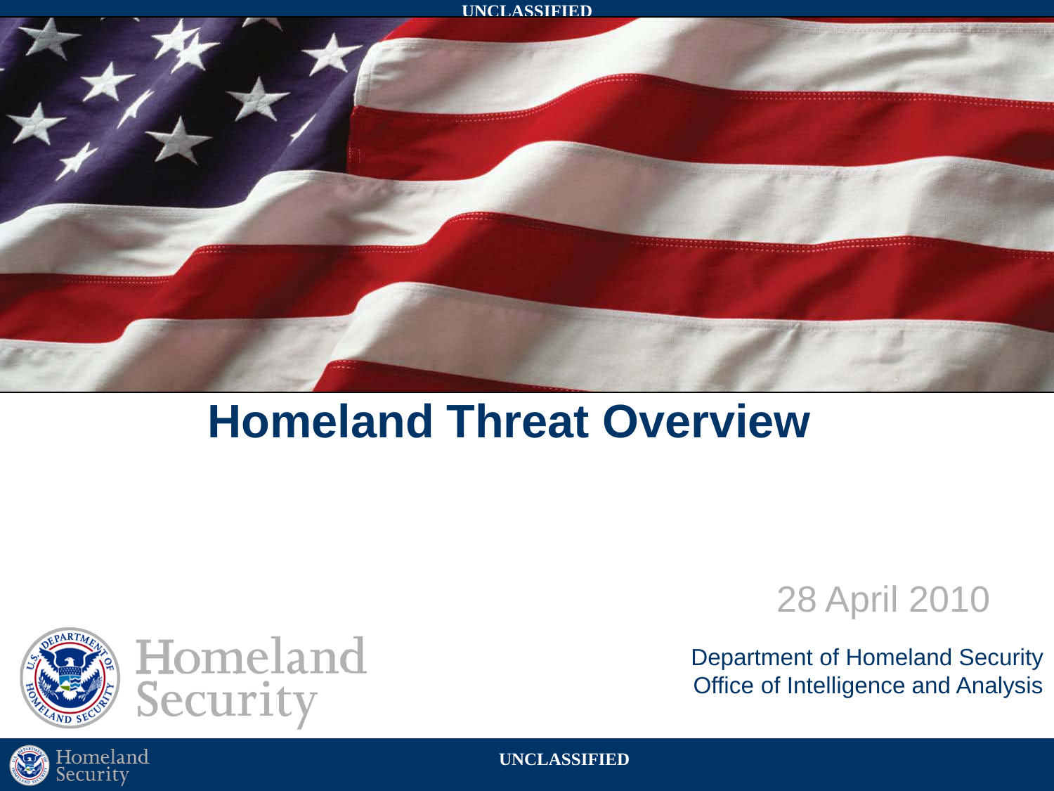UNCLASSIFIED

# Homeland Threat Overview

28 April 2010

Department of Homeland Security
Office of Intelligence and Analysis

UNCLASSIFIED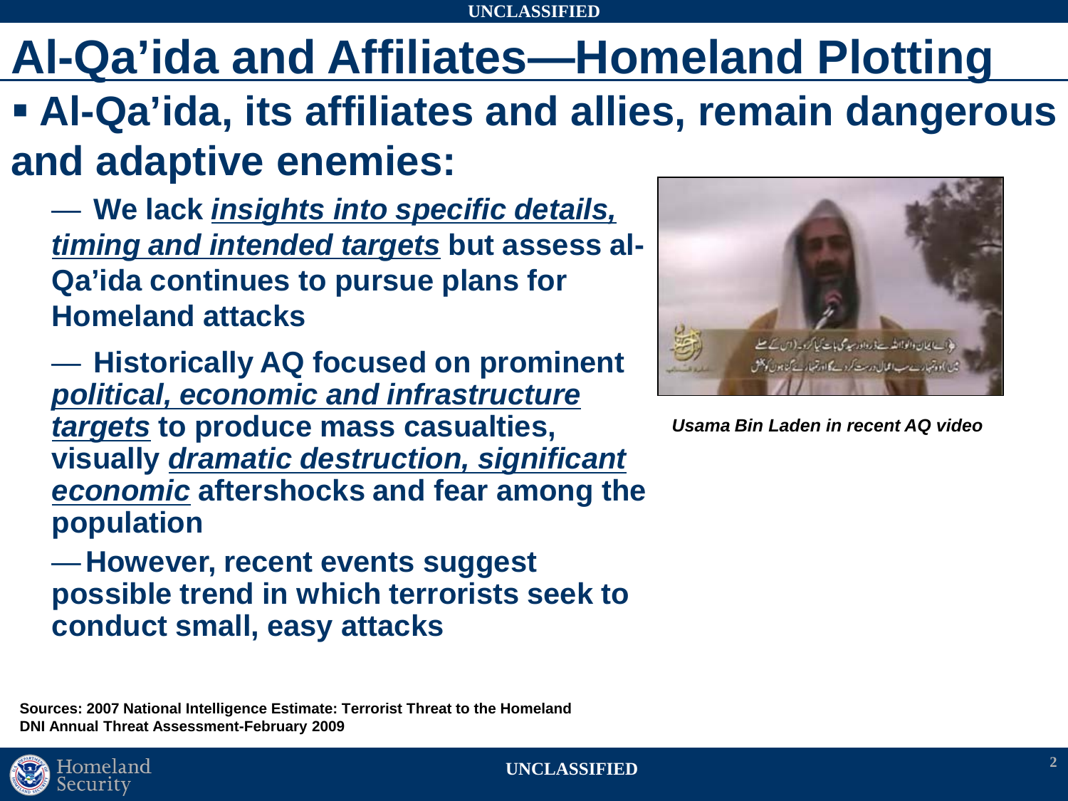# Al-Qa'ida and Affiliates—Homeland Plotting

- **Al-Qa'ida, its affiliates and allies, remain dangerous and adaptive enemies:**
  - **We lack *insights into specific details, timing and intended targets* but assess al-Qa'ida continues to pursue plans for Homeland attacks**
  - **Historically AQ focused on prominent *political, economic and infrastructure targets* to produce mass casualties, visually *dramatic destruction, significant economic* aftershocks and fear among the population**
  - **However, recent events suggest possible trend in which terrorists seek to conduct small, easy attacks**

***Usama Bin Laden in recent AQ video***

**Sources: 2007 National Intelligence Estimate: Terrorist Threat to the Homeland**
**DNI Annual Threat Assessment-February 2009**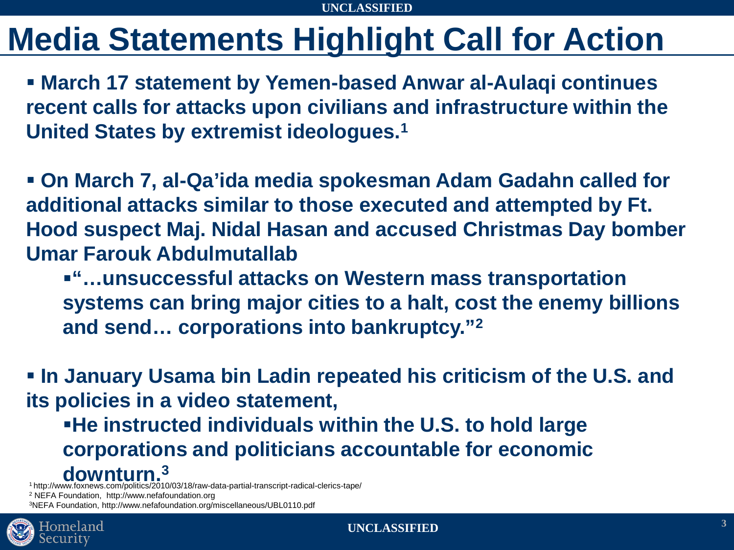# Media Statements Highlight Call for Action

- **March 17 statement by Yemen-based Anwar al-Aulaqi continues recent calls for attacks upon civilians and infrastructure within the United States by extremist ideologues.[1]**

- **On March 7, al-Qa'ida media spokesman Adam Gadahn called for additional attacks similar to those executed and attempted by Ft. Hood suspect Maj. Nidal Hasan and accused Christmas Day bomber Umar Farouk Abdulmutallab**
  - **"…unsuccessful attacks on Western mass transportation systems can bring major cities to a halt, cost the enemy billions and send… corporations into bankruptcy."[2]**

- **In January Usama bin Ladin repeated his criticism of the U.S. and its policies in a video statement,**
  - **He instructed individuals within the U.S. to hold large corporations and politicians accountable for economic downturn.[3]**

[1] http://www.foxnews.com/politics/2010/03/18/raw-data-partial-transcript-radical-clerics-tape/

[2] NEFA Foundation, http://www.nefafoundation.org

[3] NEFA Foundation, http://www.nefafoundation.org/miscellaneous/UBL0110.pdf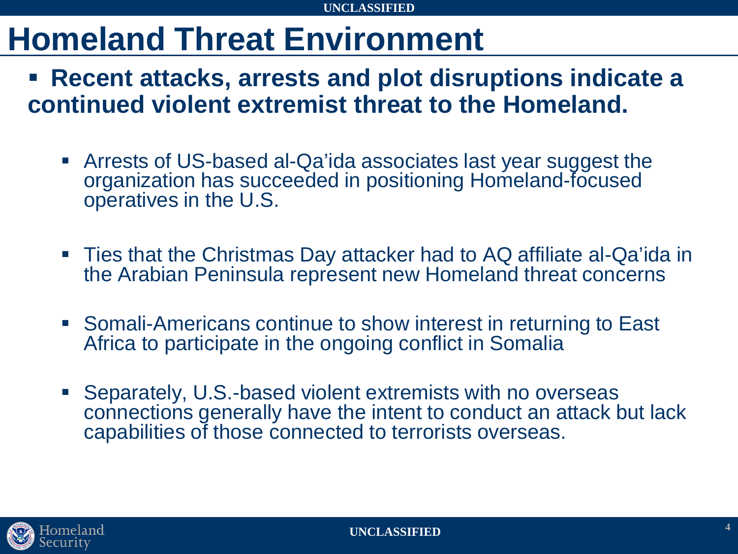# Homeland Threat Environment

- **Recent attacks, arrests and plot disruptions indicate a continued violent extremist threat to the Homeland.**
  - Arrests of US-based al-Qa'ida associates last year suggest the organization has succeeded in positioning Homeland-focused operatives in the U.S.
  - Ties that the Christmas Day attacker had to AQ affiliate al-Qa'ida in the Arabian Peninsula represent new Homeland threat concerns
  - Somali-Americans continue to show interest in returning to East Africa to participate in the ongoing conflict in Somalia
  - Separately, U.S.-based violent extremists with no overseas connections generally have the intent to conduct an attack but lack capabilities of those connected to terrorists overseas.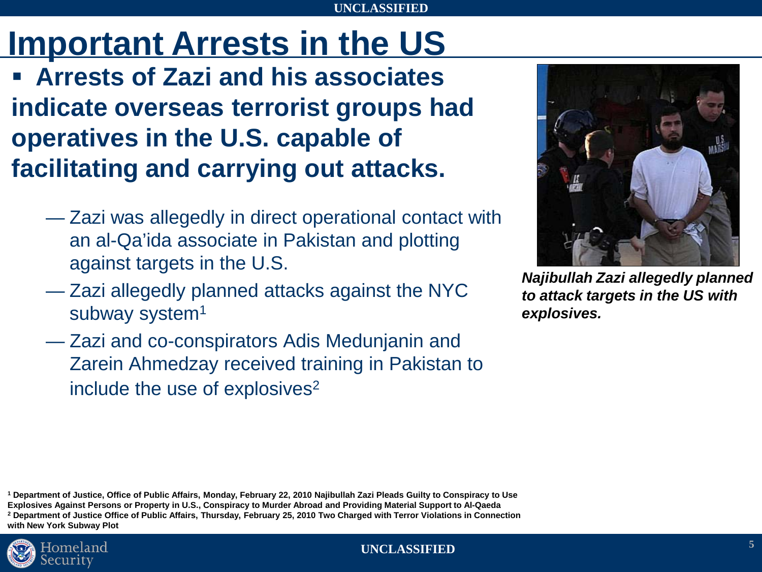# Important Arrests in the US

- **Arrests of Zazi and his associates indicate overseas terrorist groups had operatives in the U.S. capable of facilitating and carrying out attacks.**
  - — Zazi was allegedly in direct operational contact with an al-Qa'ida associate in Pakistan and plotting against targets in the U.S.
  - — Zazi allegedly planned attacks against the NYC subway system[1]
  - — Zazi and co-conspirators Adis Medunjanin and Zarein Ahmedzay received training in Pakistan to include the use of explosives[2]

***Najibullah Zazi allegedly planned to attack targets in the US with explosives.***

**[1] Department of Justice, Office of Public Affairs, Monday, February 22, 2010 Najibullah Zazi Pleads Guilty to Conspiracy to Use Explosives Against Persons or Property in U.S., Conspiracy to Murder Abroad and Providing Material Support to Al-Qaeda**

**[2] Department of Justice Office of Public Affairs, Thursday, February 25, 2010 Two Charged with Terror Violations in Connection with New York Subway Plot**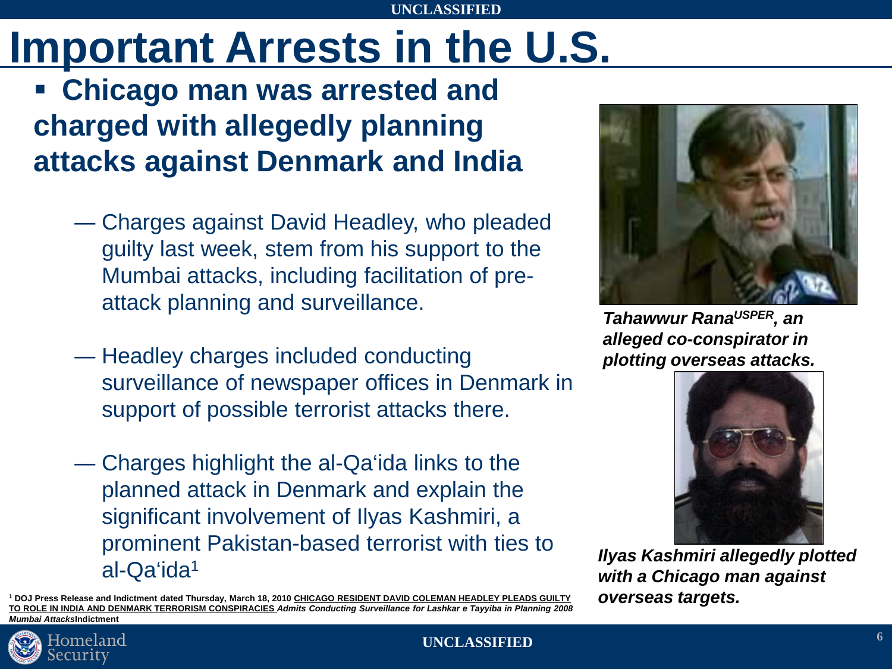# Important Arrests in the U.S.

- **Chicago man was arrested and charged with allegedly planning attacks against Denmark and India**
  - Charges against David Headley, who pleaded guilty last week, stem from his support to the Mumbai attacks, including facilitation of pre-attack planning and surveillance.
  - Headley charges included conducting surveillance of newspaper offices in Denmark in support of possible terrorist attacks there.
  - Charges highlight the al-Qa'ida links to the planned attack in Denmark and explain the significant involvement of Ilyas Kashmiri, a prominent Pakistan-based terrorist with ties to al-Qa'ida[1]

***Tahawwur Rana*** [USPER] ***, an alleged co-conspirator in plotting overseas attacks.***

***Ilyas Kashmiri allegedly plotted with a Chicago man against overseas targets.***

[1] **DOJ Press Release and Indictment dated Thursday, March 18, 2010 CHICAGO RESIDENT DAVID COLEMAN HEADLEY PLEADS GUILTY TO ROLE IN INDIA AND DENMARK TERRORISM CONSPIRACIES *Admits Conducting Surveillance for Lashkar e Tayyiba in Planning 2008 Mumbai Attacks*Indictment**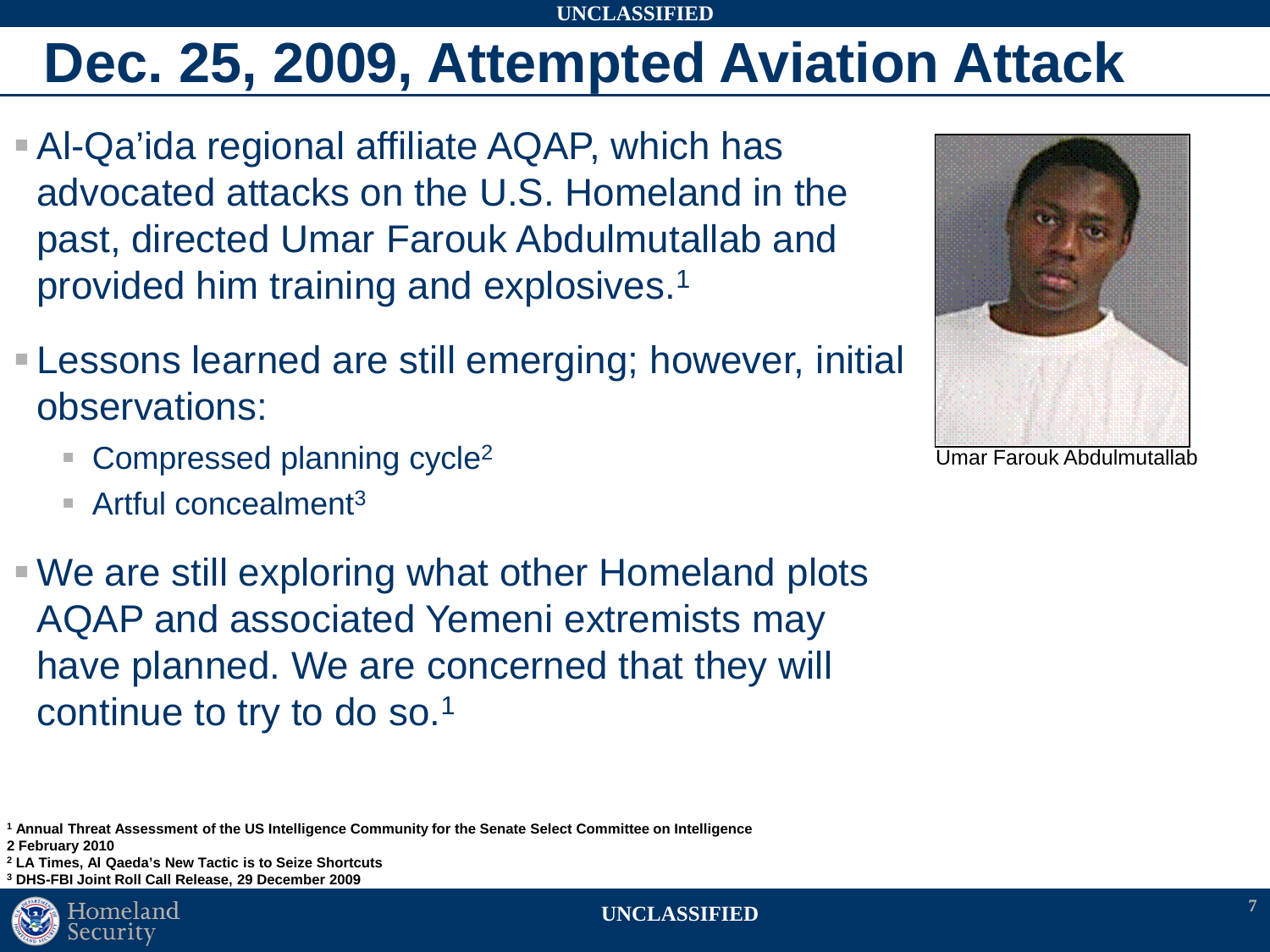# Dec. 25, 2009, Attempted Aviation Attack

- Al-Qa'ida regional affiliate AQAP, which has advocated attacks on the U.S. Homeland in the past, directed Umar Farouk Abdulmutallab and provided him training and explosives.[1]
- Lessons learned are still emerging; however, initial observations:
  - Compressed planning cycle[2]
  - Artful concealment[3]
- We are still exploring what other Homeland plots AQAP and associated Yemeni extremists may have planned. We are concerned that they will continue to try to do so.[1]

Umar Farouk Abdulmutallab

[1] **Annual Threat Assessment of the US Intelligence Community for the Senate Select Committee on Intelligence 2 February 2010**

[2] **LA Times, Al Qaeda's New Tactic is to Seize Shortcuts**

[3] **DHS-FBI Joint Roll Call Release, 29 December 2009**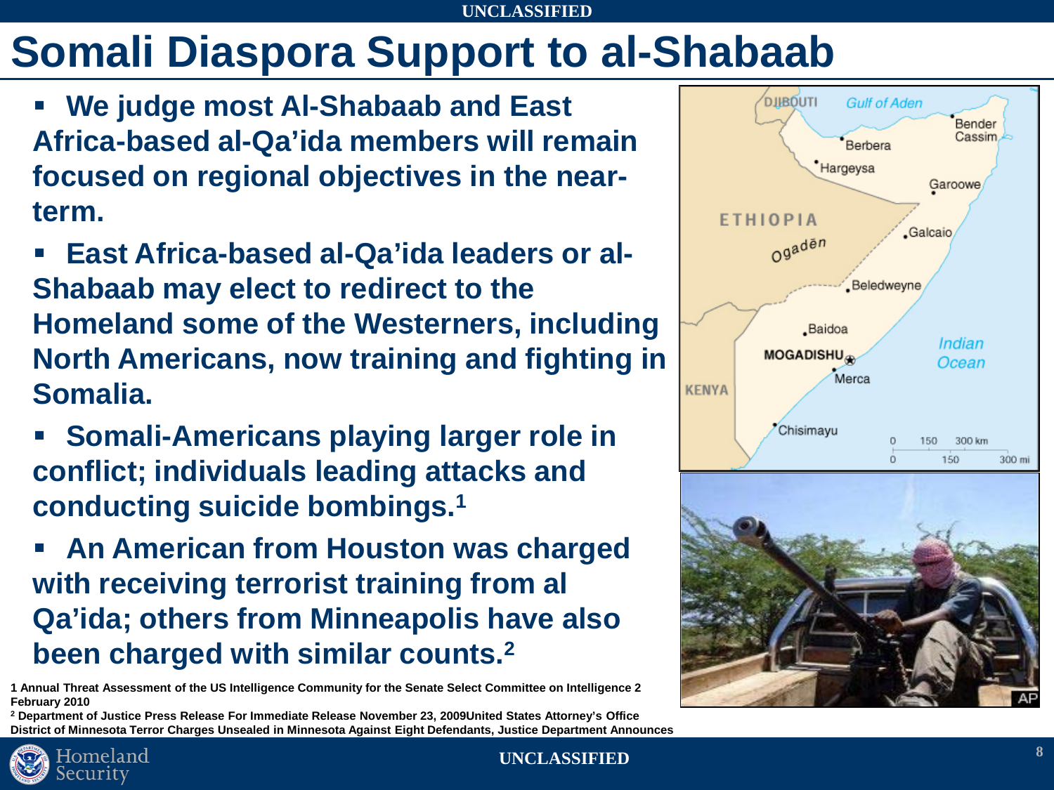# Somali Diaspora Support to al-Shabaab

- We judge most Al-Shabaab and East Africa-based al-Qa'ida members will remain focused on regional objectives in the near-term.
- East Africa-based al-Qa'ida leaders or al-Shabaab may elect to redirect to the Homeland some of the Westerners, including North Americans, now training and fighting in Somalia.
- Somali-Americans playing larger role in conflict; individuals leading attacks and conducting suicide bombings.[1]
- An American from Houston was charged with receiving terrorist training from al Qa'ida; others from Minneapolis have also been charged with similar counts.[2]

1 Annual Threat Assessment of the US Intelligence Community for the Senate Select Committee on Intelligence 2 February 2010

2 Department of Justice Press Release For Immediate Release November 23, 2009United States Attorney's Office District of Minnesota Terror Charges Unsealed in Minnesota Against Eight Defendants, Justice Department Announces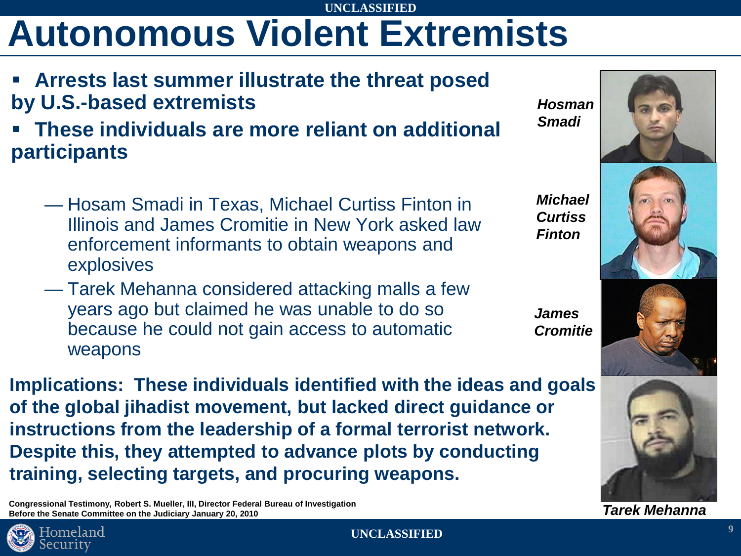# Autonomous Violent Extremists

- **Arrests last summer illustrate the threat posed by U.S.-based extremists**
- **These individuals are more reliant on additional participants**
  - Hosam Smadi in Texas, Michael Curtiss Finton in Illinois and James Cromitie in New York asked law enforcement informants to obtain weapons and explosives
  - Tarek Mehanna considered attacking malls a few years ago but claimed he was unable to do so because he could not gain access to automatic weapons

***Hosman Smadi***

***Michael Curtiss Finton***

***James Cromitie***

***Tarek Mehanna***

**Implications: These individuals identified with the ideas and goals of the global jihadist movement, but lacked direct guidance or instructions from the leadership of a formal terrorist network. Despite this, they attempted to advance plots by conducting training, selecting targets, and procuring weapons.**

**Congressional Testimony, Robert S. Mueller, III, Director Federal Bureau of Investigation Before the Senate Committee on the Judiciary January 20, 2010**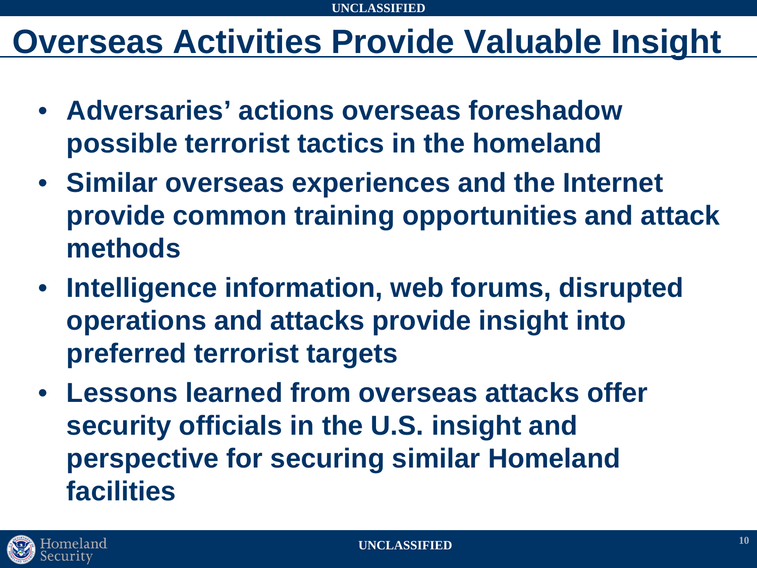# Overseas Activities Provide Valuable Insight

- **Adversaries' actions overseas foreshadow possible terrorist tactics in the homeland**
- **Similar overseas experiences and the Internet provide common training opportunities and attack methods**
- **Intelligence information, web forums, disrupted operations and attacks provide insight into preferred terrorist targets**
- **Lessons learned from overseas attacks offer security officials in the U.S. insight and perspective for securing similar Homeland facilities**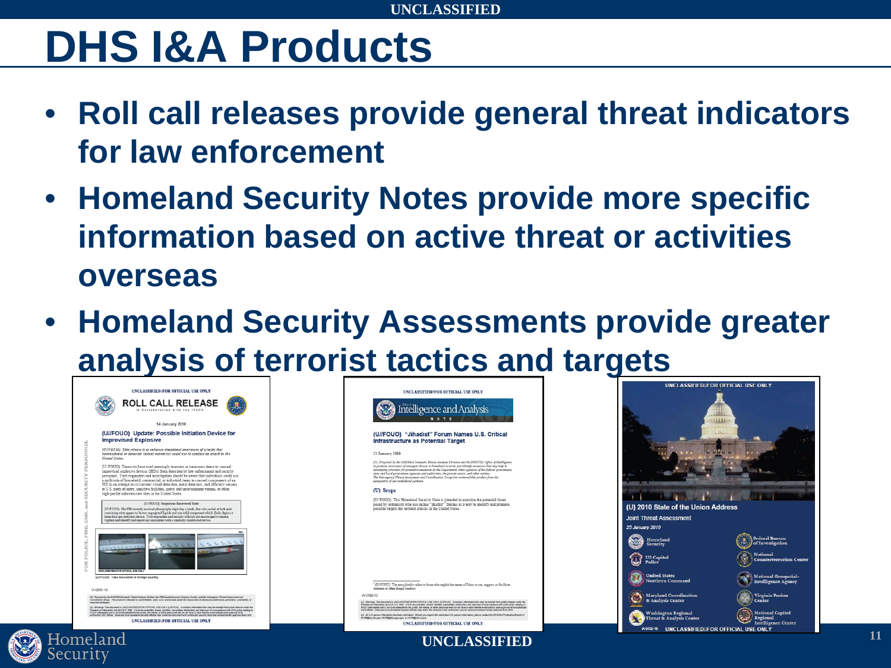# DHS I&A Products

- **Roll call releases provide general threat indicators for law enforcement**
- **Homeland Security Notes provide more specific information based on active threat or activities overseas**
- **Homeland Security Assessments provide greater analysis of terrorist tactics and targets**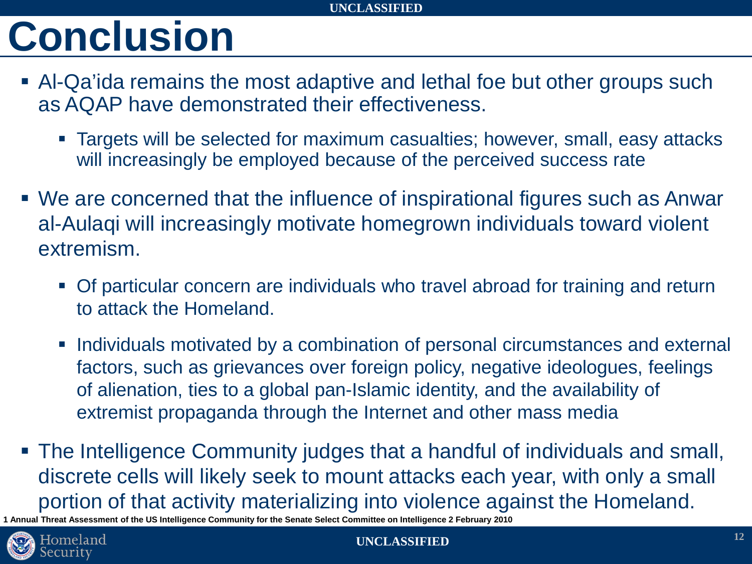# Conclusion

- Al-Qa'ida remains the most adaptive and lethal foe but other groups such as AQAP have demonstrated their effectiveness.
  - Targets will be selected for maximum casualties; however, small, easy attacks will increasingly be employed because of the perceived success rate
- We are concerned that the influence of inspirational figures such as Anwar al-Aulaqi will increasingly motivate homegrown individuals toward violent extremism.
  - Of particular concern are individuals who travel abroad for training and return to attack the Homeland.
  - Individuals motivated by a combination of personal circumstances and external factors, such as grievances over foreign policy, negative ideologues, feelings of alienation, ties to a global pan-Islamic identity, and the availability of extremist propaganda through the Internet and other mass media
- The Intelligence Community judges that a handful of individuals and small, discrete cells will likely seek to mount attacks each year, with only a small portion of that activity materializing into violence against the Homeland.

1 Annual Threat Assessment of the US Intelligence Community for the Senate Select Committee on Intelligence 2 February 2010